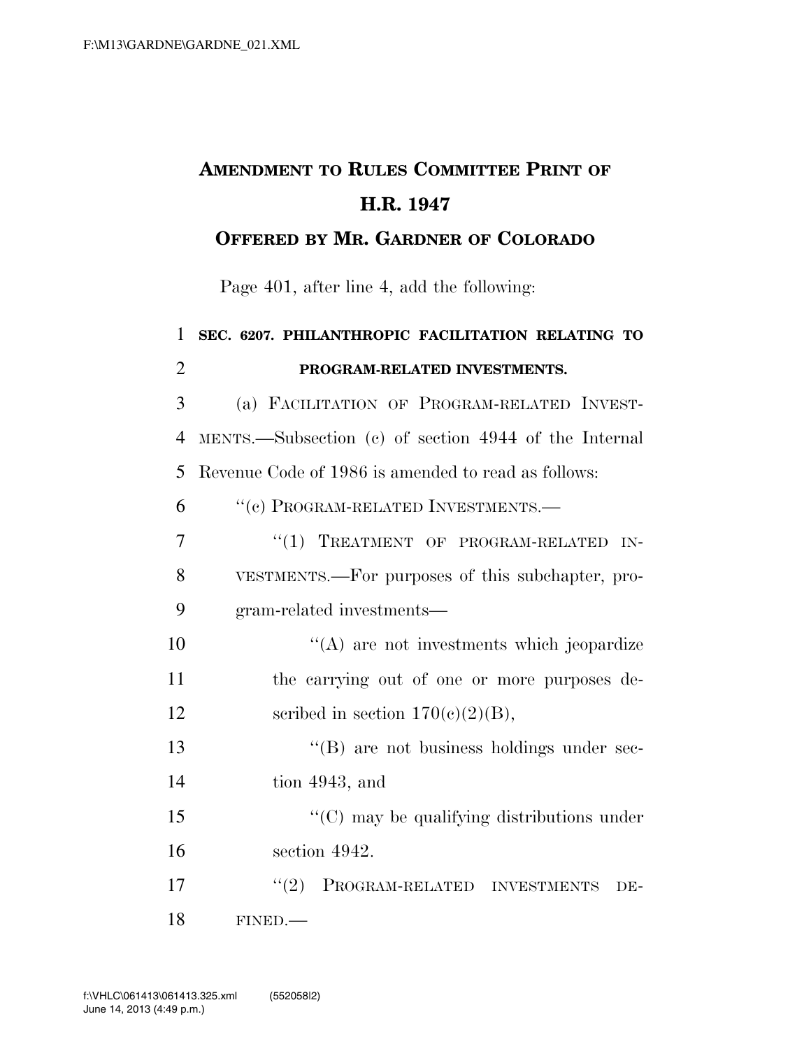## AMENDMENT TO RULES COMMITTEE PRINT OF H.R. 1947

### OFFERED BY MR. GARDNER OF COLORADO

Page 401, after line 4, add the following:

**SEC. 6207. PHILANTHROPIC FACILITATION RELATING TO PROGRAM-RELATED INVESTMENTS.**

(a) FACILITATION OF PROGRAM-RELATED INVESTMENTS.—Subsection (c) of section 4944 of the Internal Revenue Code of 1986 is amended to read as follows:

"(c) PROGRAM-RELATED INVESTMENTS.—

"(1) TREATMENT OF PROGRAM-RELATED INVESTMENTS.—For purposes of this subchapter, program-related investments—

"(A) are not investments which jeopardize the carrying out of one or more purposes described in section 170(c)(2)(B),

"(B) are not business holdings under section 4943, and

"(C) may be qualifying distributions under section 4942.

"(2) PROGRAM-RELATED INVESTMENTS DEFINED.—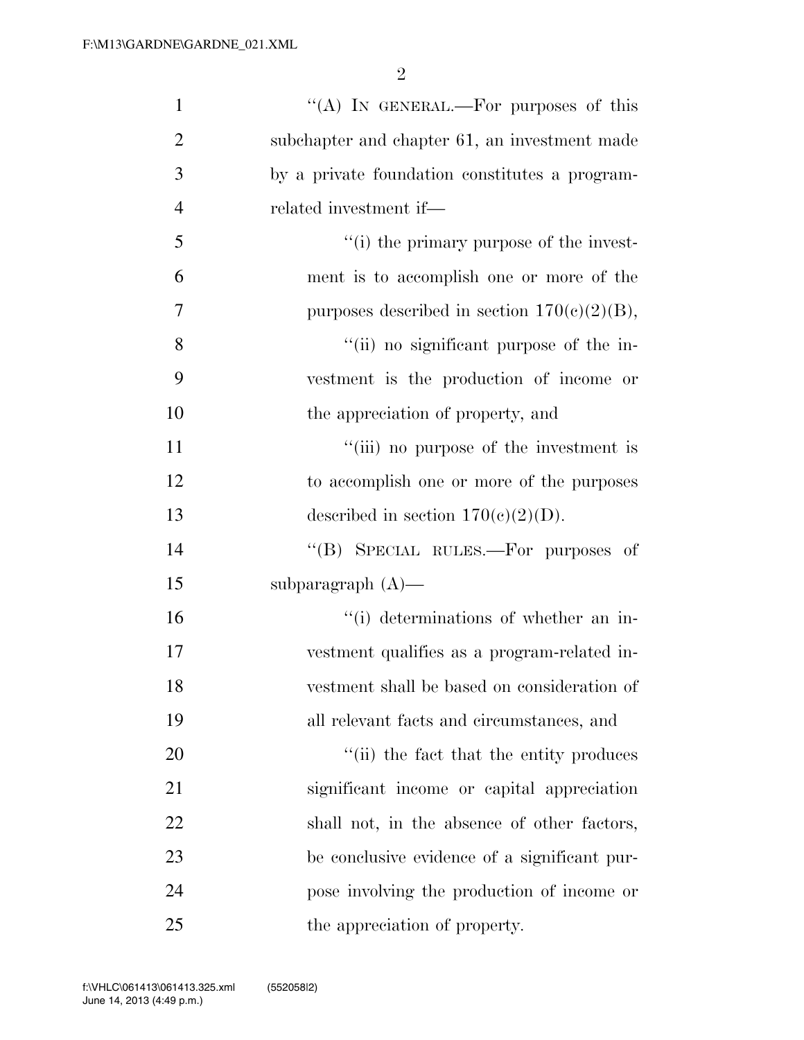''(A) IN GENERAL.—For purposes of this subchapter and chapter 61, an investment made by a private foundation constitutes a program-related investment if—

''(i) the primary purpose of the investment is to accomplish one or more of the purposes described in section 170(c)(2)(B),

''(ii) no significant purpose of the investment is the production of income or the appreciation of property, and

''(iii) no purpose of the investment is to accomplish one or more of the purposes described in section 170(c)(2)(D).

''(B) SPECIAL RULES.—For purposes of subparagraph (A)—

''(i) determinations of whether an investment qualifies as a program-related investment shall be based on consideration of all relevant facts and circumstances, and

''(ii) the fact that the entity produces significant income or capital appreciation shall not, in the absence of other factors, be conclusive evidence of a significant purpose involving the production of income or the appreciation of property.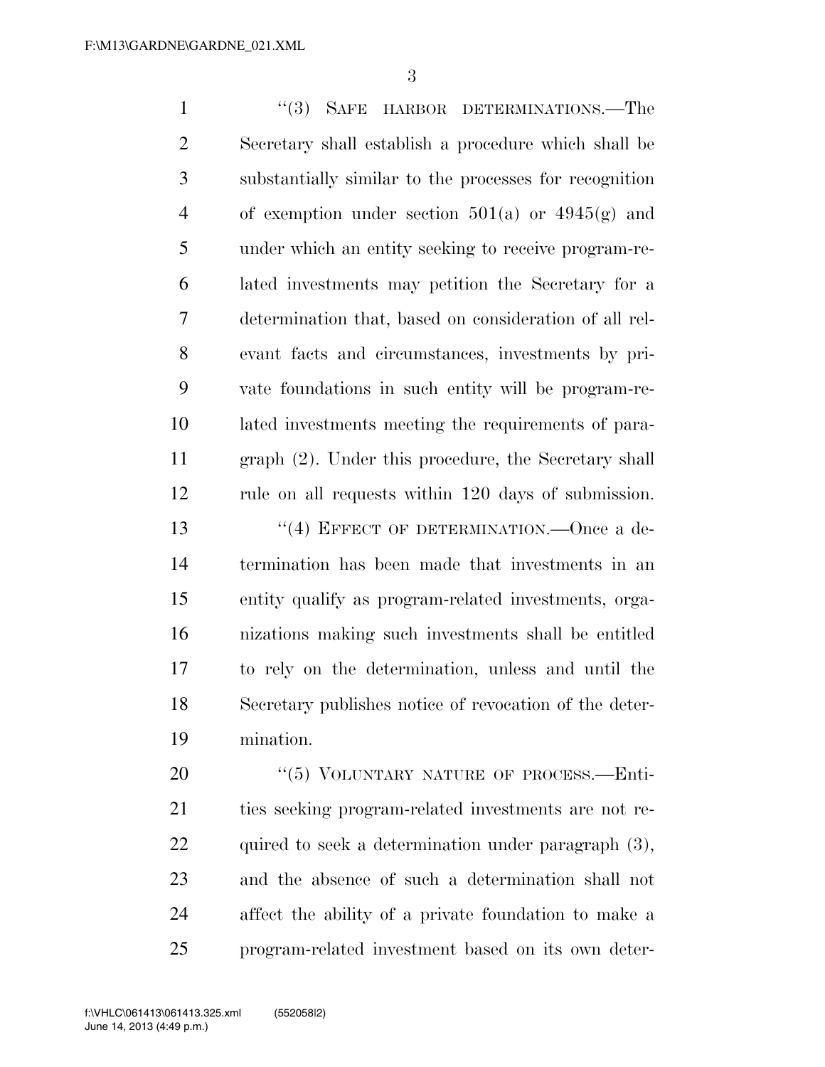“(3) SAFE HARBOR DETERMINATIONS.—The Secretary shall establish a procedure which shall be substantially similar to the processes for recognition of exemption under section 501(a) or 4945(g) and under which an entity seeking to receive program-related investments may petition the Secretary for a determination that, based on consideration of all relevant facts and circumstances, investments by private foundations in such entity will be program-related investments meeting the requirements of paragraph (2). Under this procedure, the Secretary shall rule on all requests within 120 days of submission.

“(4) EFFECT OF DETERMINATION.—Once a determination has been made that investments in an entity qualify as program-related investments, organizations making such investments shall be entitled to rely on the determination, unless and until the Secretary publishes notice of revocation of the determination.

“(5) VOLUNTARY NATURE OF PROCESS.—Entities seeking program-related investments are not required to seek a determination under paragraph (3), and the absence of such a determination shall not affect the ability of a private foundation to make a program-related investment based on its own deter-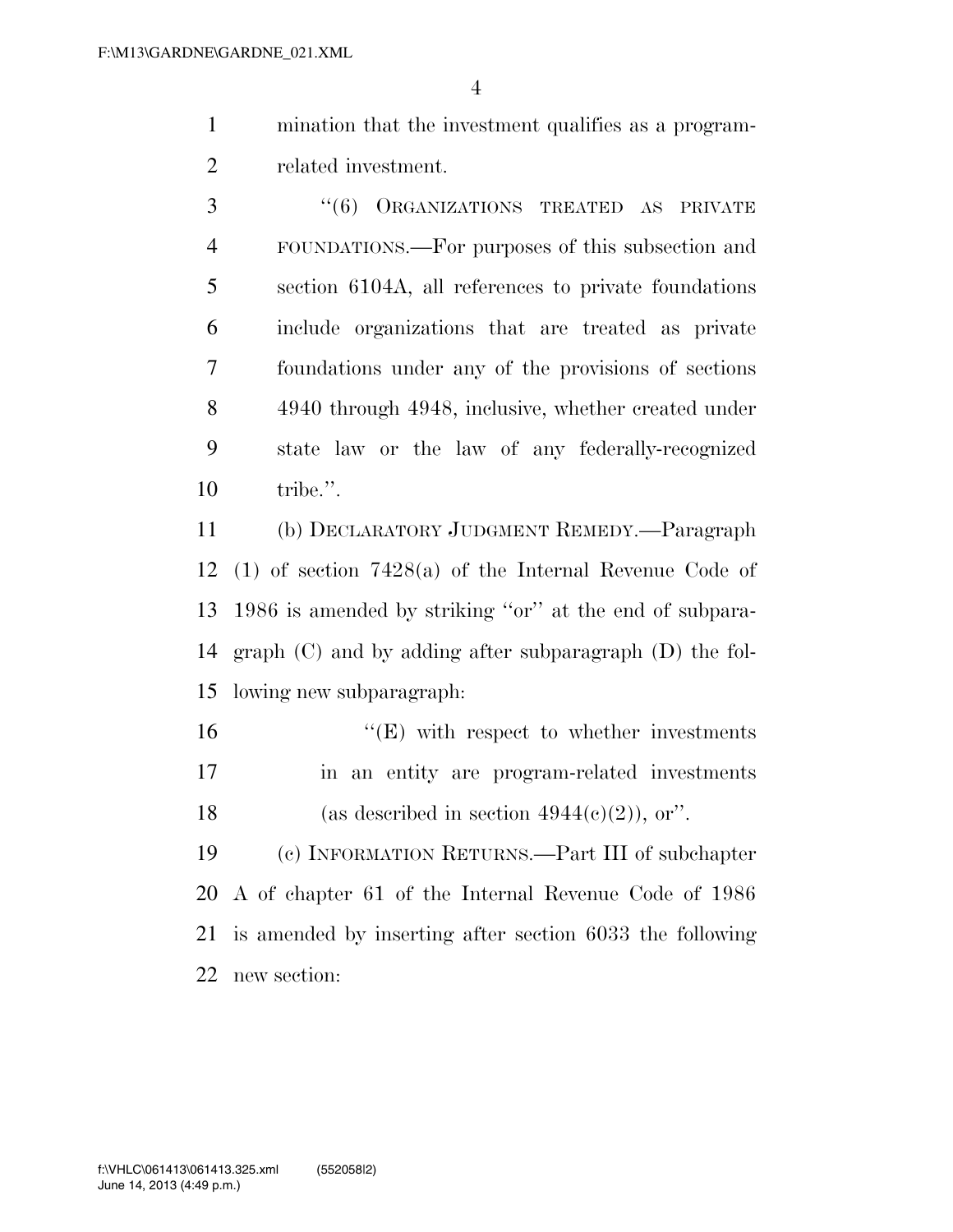mination that the investment qualifies as a program-related investment.

"(6) ORGANIZATIONS TREATED AS PRIVATE FOUNDATIONS.—For purposes of this subsection and section 6104A, all references to private foundations include organizations that are treated as private foundations under any of the provisions of sections 4940 through 4948, inclusive, whether created under state law or the law of any federally-recognized tribe.".

(b) DECLARATORY JUDGMENT REMEDY.—Paragraph (1) of section 7428(a) of the Internal Revenue Code of 1986 is amended by striking "or" at the end of subparagraph (C) and by adding after subparagraph (D) the following new subparagraph:

"(E) with respect to whether investments in an entity are program-related investments (as described in section 4944(c)(2)), or".

(c) INFORMATION RETURNS.—Part III of subchapter A of chapter 61 of the Internal Revenue Code of 1986 is amended by inserting after section 6033 the following new section: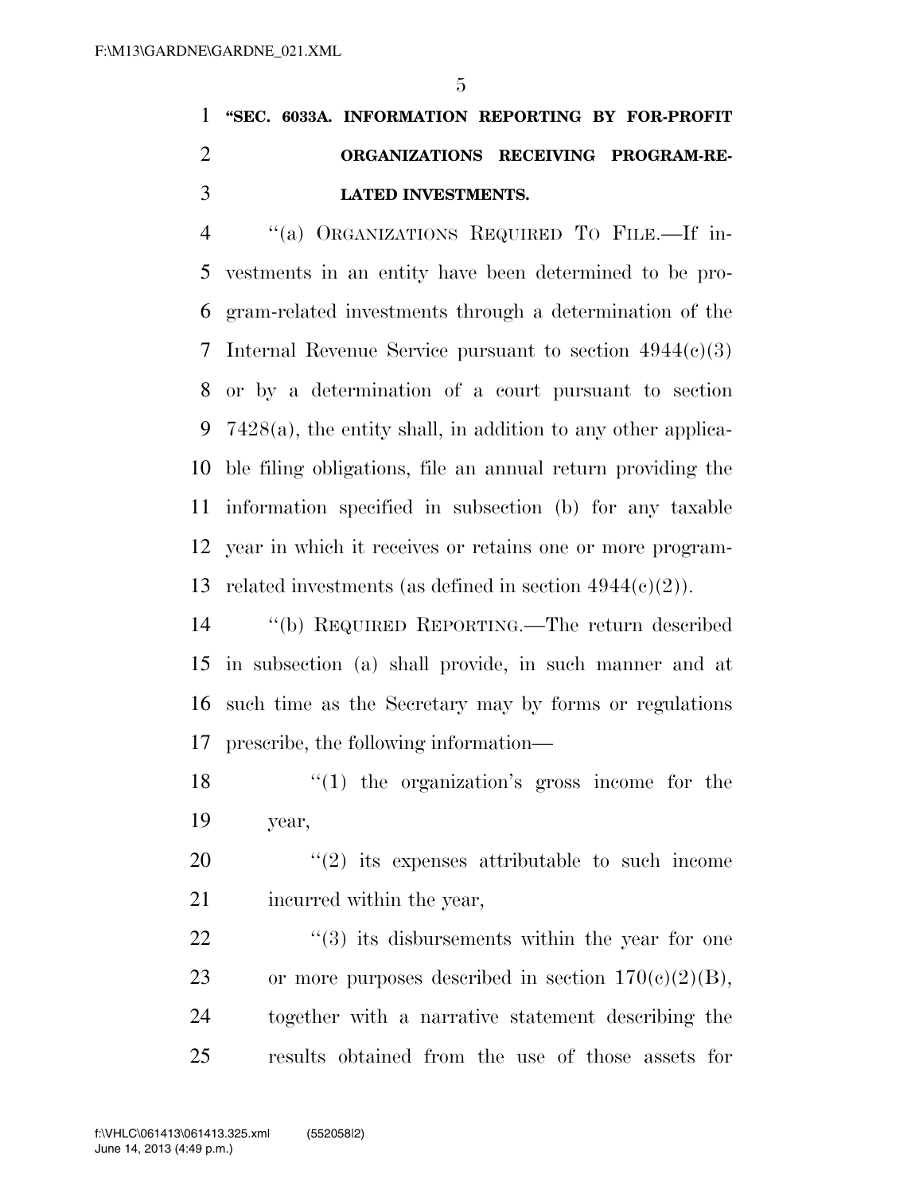**"SEC. 6033A. INFORMATION REPORTING BY FOR-PROFIT ORGANIZATIONS RECEIVING PROGRAM-RELATED INVESTMENTS.**

"(a) ORGANIZATIONS REQUIRED TO FILE.—If investments in an entity have been determined to be program-related investments through a determination of the Internal Revenue Service pursuant to section 4944(c)(3) or by a determination of a court pursuant to section 7428(a), the entity shall, in addition to any other applicable filing obligations, file an annual return providing the information specified in subsection (b) for any taxable year in which it receives or retains one or more program-related investments (as defined in section 4944(c)(2)).

"(b) REQUIRED REPORTING.—The return described in subsection (a) shall provide, in such manner and at such time as the Secretary may by forms or regulations prescribe, the following information—

"(1) the organization's gross income for the year,

"(2) its expenses attributable to such income incurred within the year,

"(3) its disbursements within the year for one or more purposes described in section 170(c)(2)(B), together with a narrative statement describing the results obtained from the use of those assets for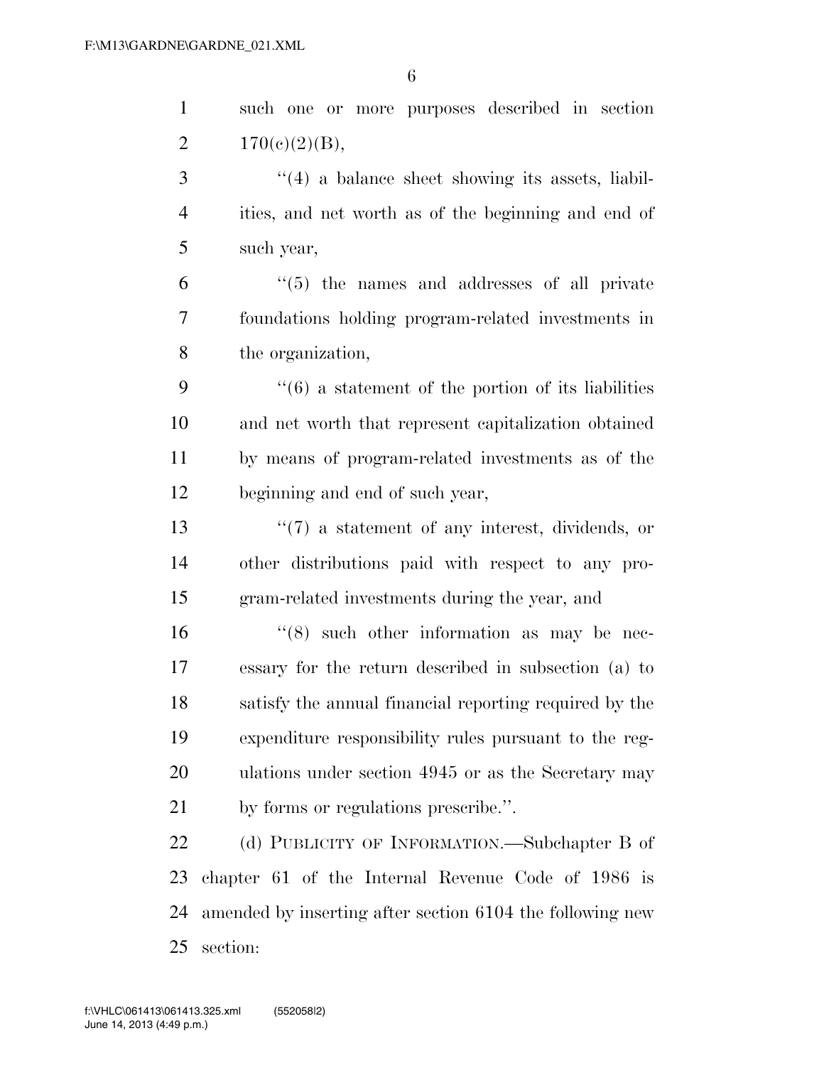such one or more purposes described in section 170(c)(2)(B),

"(4) a balance sheet showing its assets, liabilities, and net worth as of the beginning and end of such year,

"(5) the names and addresses of all private foundations holding program-related investments in the organization,

"(6) a statement of the portion of its liabilities and net worth that represent capitalization obtained by means of program-related investments as of the beginning and end of such year,

"(7) a statement of any interest, dividends, or other distributions paid with respect to any program-related investments during the year, and

"(8) such other information as may be necessary for the return described in subsection (a) to satisfy the annual financial reporting required by the expenditure responsibility rules pursuant to the regulations under section 4945 or as the Secretary may by forms or regulations prescribe.".

(d) PUBLICITY OF INFORMATION.—Subchapter B of chapter 61 of the Internal Revenue Code of 1986 is amended by inserting after section 6104 the following new section: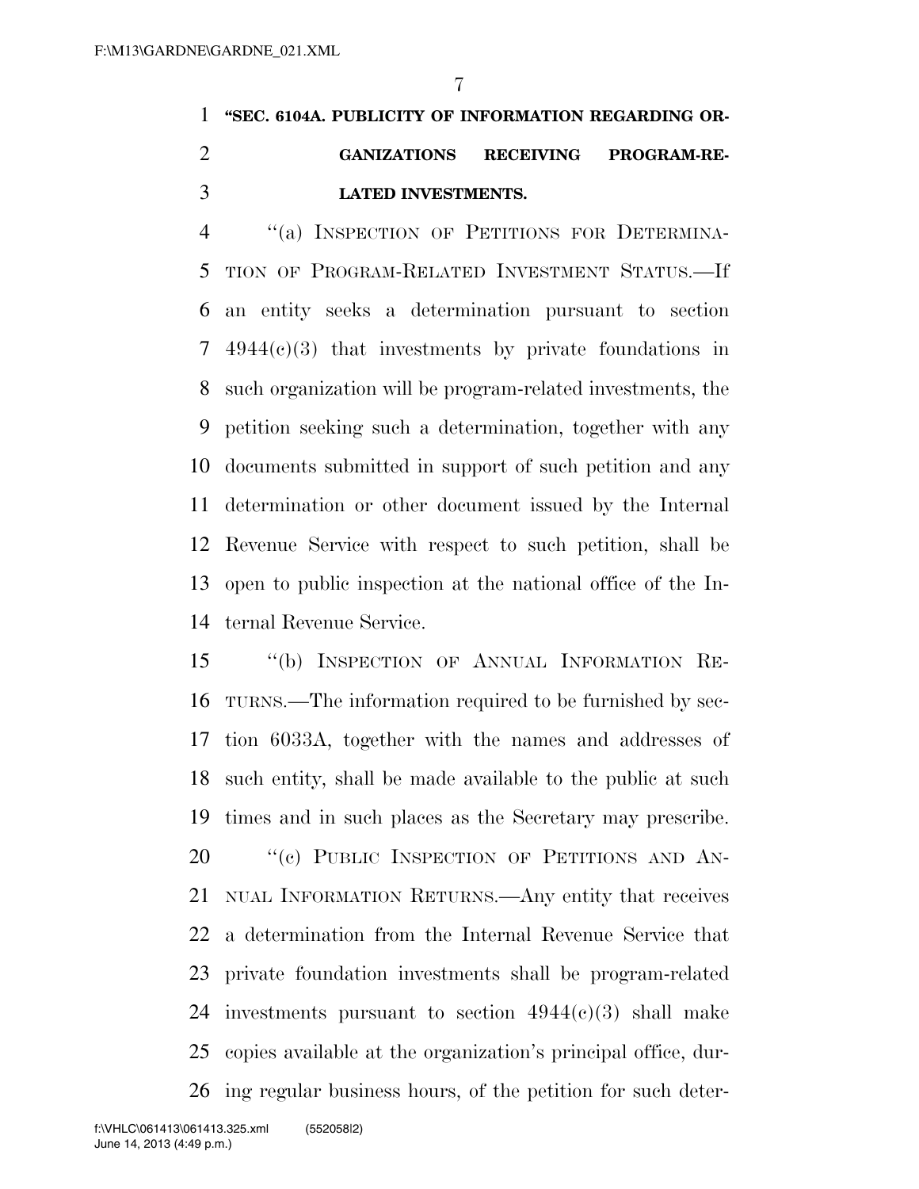**"SEC. 6104A. PUBLICITY OF INFORMATION REGARDING ORGANIZATIONS RECEIVING PROGRAM-RELATED INVESTMENTS.**

"(a) INSPECTION OF PETITIONS FOR DETERMINATION OF PROGRAM-RELATED INVESTMENT STATUS.—If an entity seeks a determination pursuant to section 4944(c)(3) that investments by private foundations in such organization will be program-related investments, the petition seeking such a determination, together with any documents submitted in support of such petition and any determination or other document issued by the Internal Revenue Service with respect to such petition, shall be open to public inspection at the national office of the Internal Revenue Service.

"(b) INSPECTION OF ANNUAL INFORMATION RETURNS.—The information required to be furnished by section 6033A, together with the names and addresses of such entity, shall be made available to the public at such times and in such places as the Secretary may prescribe.

"(c) PUBLIC INSPECTION OF PETITIONS AND ANNUAL INFORMATION RETURNS.—Any entity that receives a determination from the Internal Revenue Service that private foundation investments shall be program-related investments pursuant to section 4944(c)(3) shall make copies available at the organization's principal office, during regular business hours, of the petition for such deter-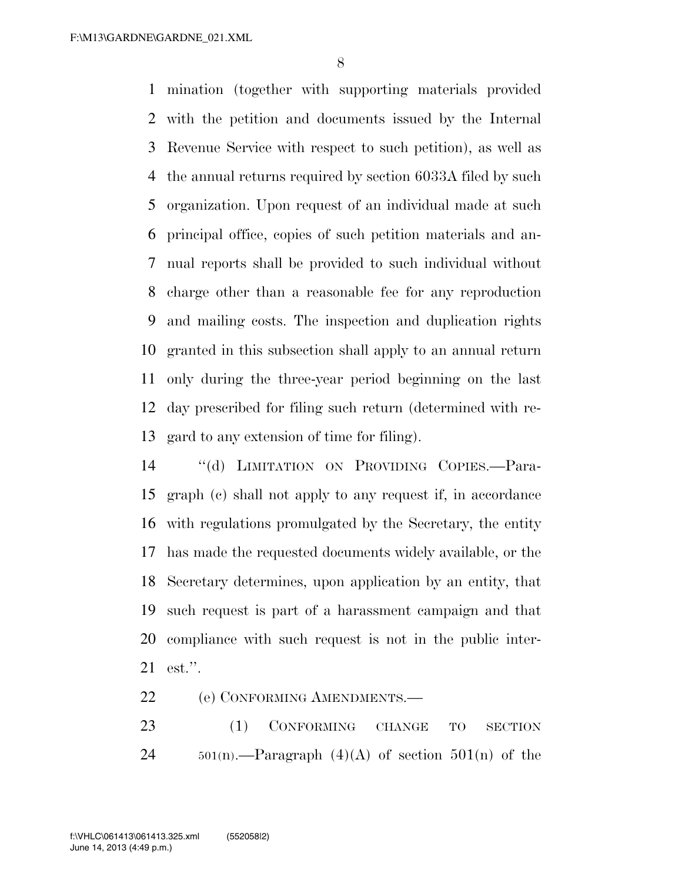mination (together with supporting materials provided with the petition and documents issued by the Internal Revenue Service with respect to such petition), as well as the annual returns required by section 6033A filed by such organization. Upon request of an individual made at such principal office, copies of such petition materials and annual reports shall be provided to such individual without charge other than a reasonable fee for any reproduction and mailing costs. The inspection and duplication rights granted in this subsection shall apply to an annual return only during the three-year period beginning on the last day prescribed for filing such return (determined with regard to any extension of time for filing).

"(d) LIMITATION ON PROVIDING COPIES.—Paragraph (c) shall not apply to any request if, in accordance with regulations promulgated by the Secretary, the entity has made the requested documents widely available, or the Secretary determines, upon application by an entity, that such request is part of a harassment campaign and that compliance with such request is not in the public interest.".

(e) CONFORMING AMENDMENTS.—

(1) CONFORMING CHANGE TO SECTION 501(n).—Paragraph (4)(A) of section 501(n) of the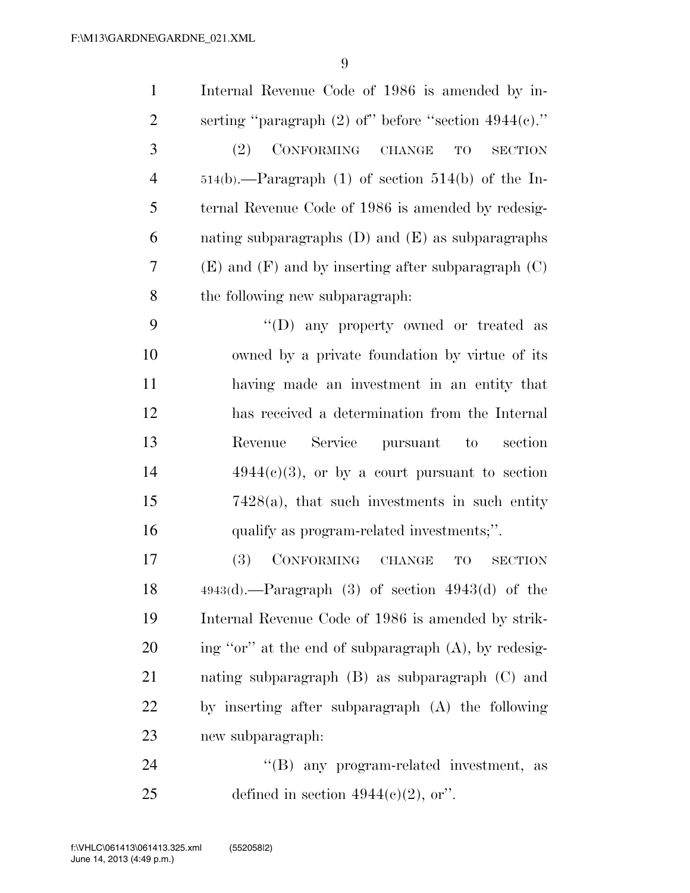Internal Revenue Code of 1986 is amended by inserting "paragraph (2) of" before "section 4944(c)."

(2) CONFORMING CHANGE TO SECTION 514(b).—Paragraph (1) of section 514(b) of the Internal Revenue Code of 1986 is amended by redesignating subparagraphs (D) and (E) as subparagraphs (E) and (F) and by inserting after subparagraph (C) the following new subparagraph:

"(D) any property owned or treated as owned by a private foundation by virtue of its having made an investment in an entity that has received a determination from the Internal Revenue Service pursuant to section 4944(c)(3), or by a court pursuant to section 7428(a), that such investments in such entity qualify as program-related investments;".

(3) CONFORMING CHANGE TO SECTION 4943(d).—Paragraph (3) of section 4943(d) of the Internal Revenue Code of 1986 is amended by striking "or" at the end of subparagraph (A), by redesignating subparagraph (B) as subparagraph (C) and by inserting after subparagraph (A) the following new subparagraph:

"(B) any program-related investment, as defined in section 4944(c)(2), or".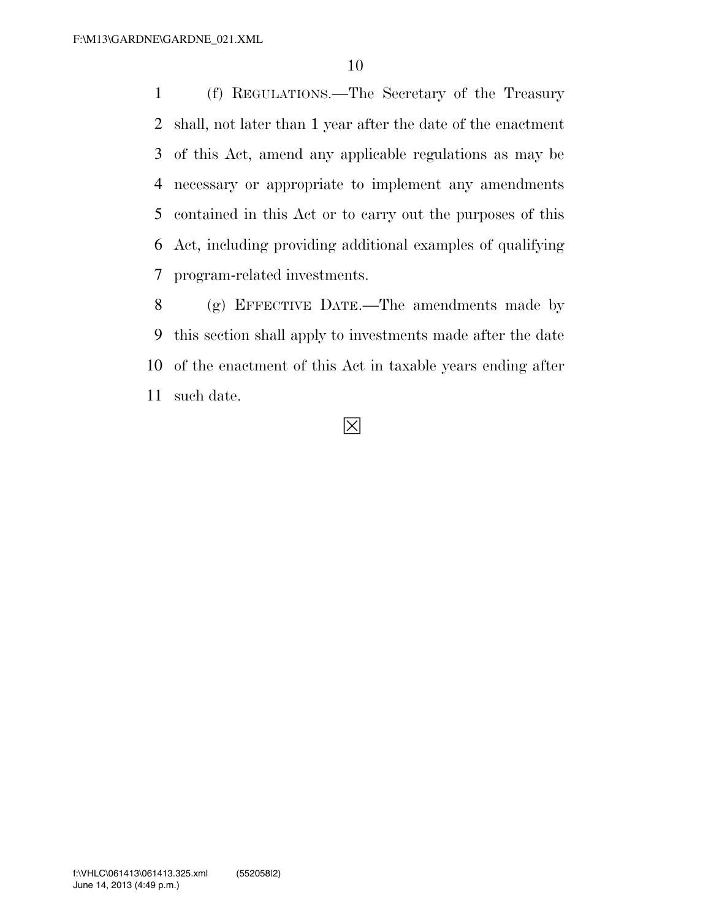(f) REGULATIONS.—The Secretary of the Treasury shall, not later than 1 year after the date of the enactment of this Act, amend any applicable regulations as may be necessary or appropriate to implement any amendments contained in this Act or to carry out the purposes of this Act, including providing additional examples of qualifying program-related investments.

(g) EFFECTIVE DATE.—The amendments made by this section shall apply to investments made after the date of the enactment of this Act in taxable years ending after such date.